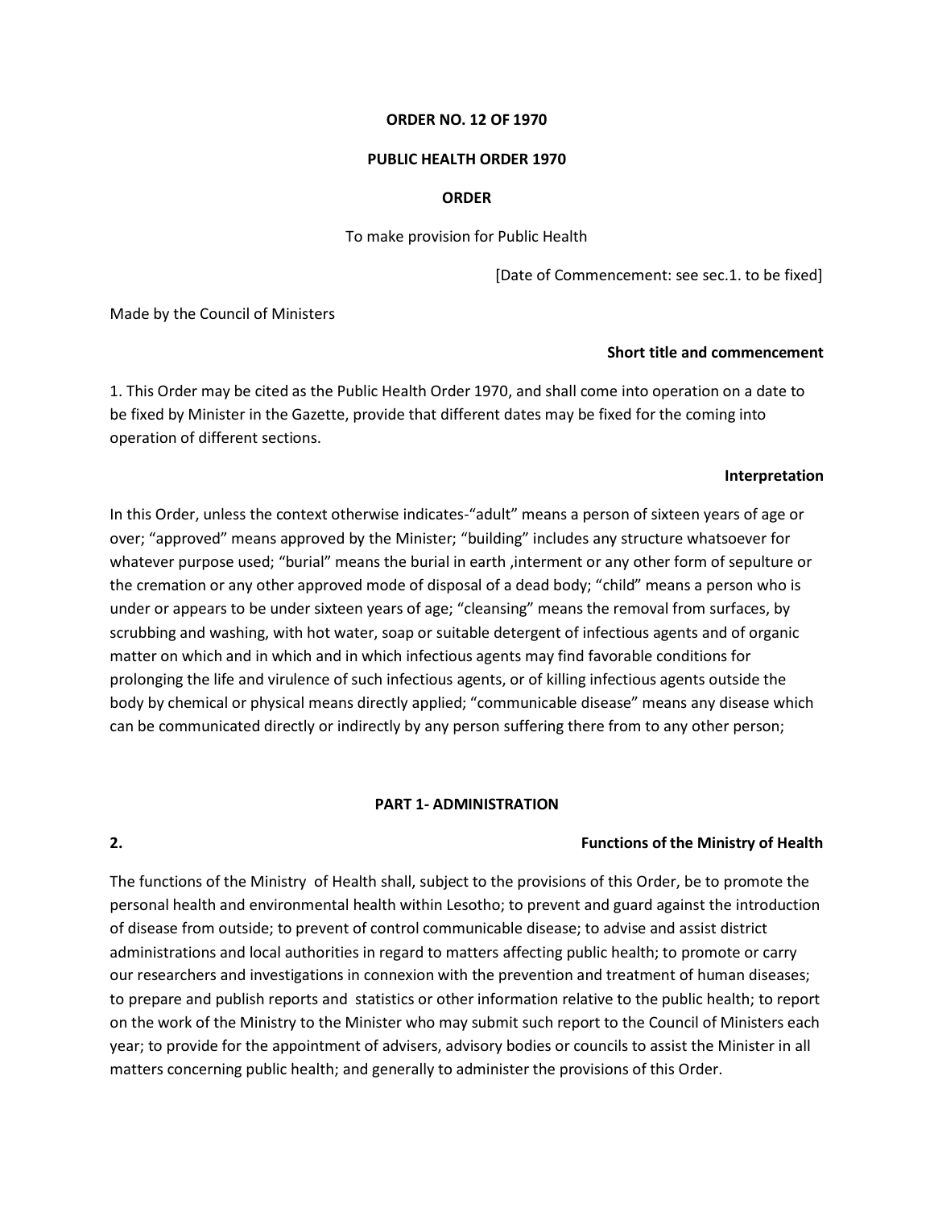**ORDER NO. 12 OF 1970**

**PUBLIC HEALTH ORDER 1970**

**ORDER**

To make provision for Public Health

[Date of Commencement: see sec.1. to be fixed]

Made by the Council of Ministers

**Short title and commencement**

1. This Order may be cited as the Public Health Order 1970, and shall come into operation on a date to be fixed by Minister in the Gazette, provide that different dates may be fixed for the coming into operation of different sections.

**Interpretation**

In this Order, unless the context otherwise indicates-“adult” means a person of sixteen years of age or over; “approved” means approved by the Minister; “building” includes any structure whatsoever for whatever purpose used; “burial” means the burial in earth ,interment or any other form of sepulture or the cremation or any other approved mode of disposal of a dead body; “child” means a person who is under or appears to be under sixteen years of age; “cleansing” means the removal from surfaces, by scrubbing and washing, with hot water, soap or suitable detergent of infectious agents and of organic matter on which and in which and in which infectious agents may find favorable conditions for prolonging the life and virulence of such infectious agents, or of killing infectious agents outside the body by chemical or physical means directly applied; “communicable disease” means any disease which can be communicated directly or indirectly by any person suffering there from to any other person;

## PART 1- ADMINISTRATION

**2. Functions of the Ministry of Health**

The functions of the Ministry of Health shall, subject to the provisions of this Order, be to promote the personal health and environmental health within Lesotho; to prevent and guard against the introduction of disease from outside; to prevent of control communicable disease; to advise and assist district administrations and local authorities in regard to matters affecting public health; to promote or carry our researchers and investigations in connexion with the prevention and treatment of human diseases; to prepare and publish reports and statistics or other information relative to the public health; to report on the work of the Ministry to the Minister who may submit such report to the Council of Ministers each year; to provide for the appointment of advisers, advisory bodies or councils to assist the Minister in all matters concerning public health; and generally to administer the provisions of this Order.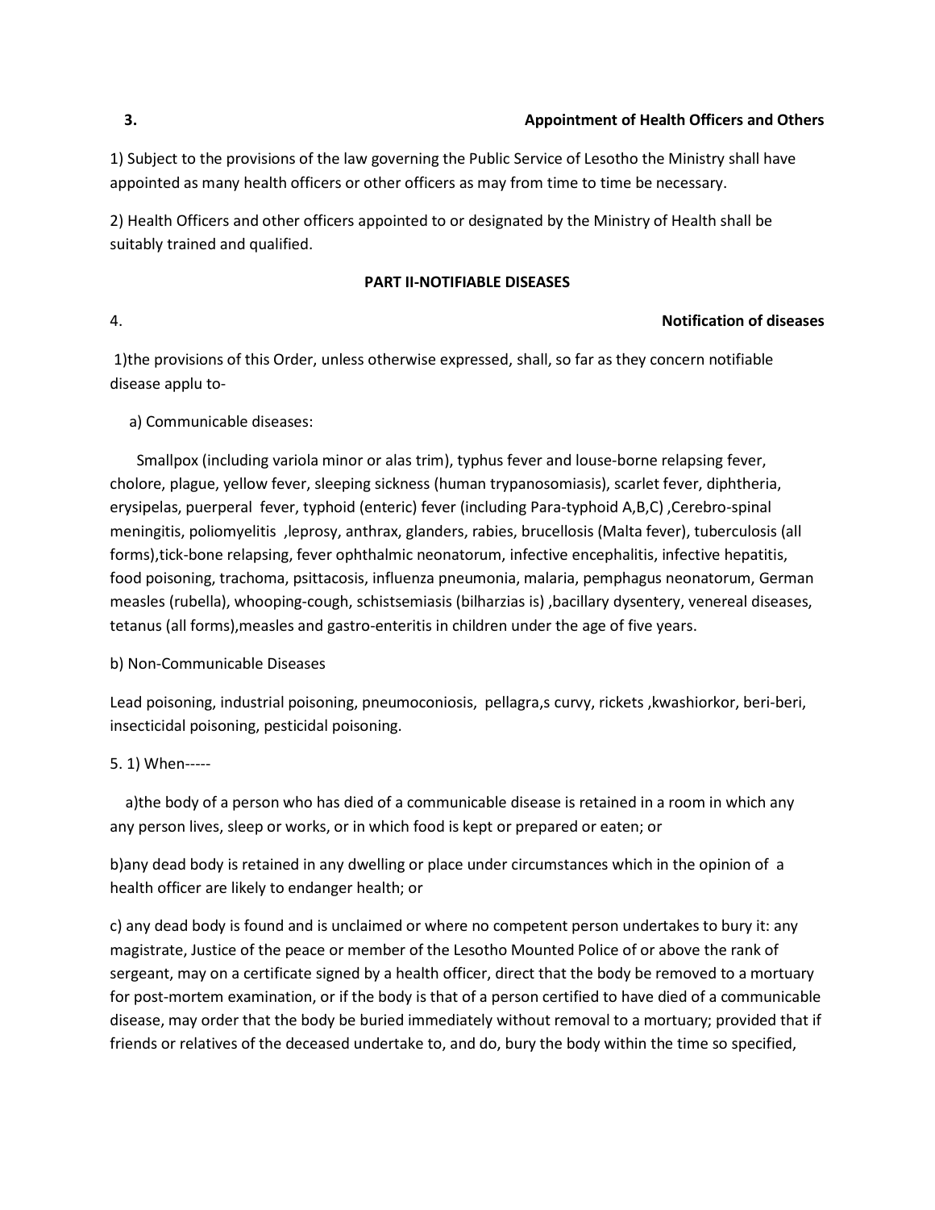**3. Appointment of Health Officers and Others**

1) Subject to the provisions of the law governing the Public Service of Lesotho the Ministry shall have appointed as many health officers or other officers as may from time to time be necessary.

2) Health Officers and other officers appointed to or designated by the Ministry of Health shall be suitably trained and qualified.

## PART II-NOTIFIABLE DISEASES

**4. Notification of diseases**

1)the provisions of this Order, unless otherwise expressed, shall, so far as they concern notifiable disease applu to-

a) Communicable diseases:

Smallpox (including variola minor or alas trim), typhus fever and louse-borne relapsing fever, cholore, plague, yellow fever, sleeping sickness (human trypanosomiasis), scarlet fever, diphtheria, erysipelas, puerperal fever, typhoid (enteric) fever (including Para-typhoid A,B,C) ,Cerebro-spinal meningitis, poliomyelitis ,leprosy, anthrax, glanders, rabies, brucellosis (Malta fever), tuberculosis (all forms),tick-bone relapsing, fever ophthalmic neonatorum, infective encephalitis, infective hepatitis, food poisoning, trachoma, psittacosis, influenza pneumonia, malaria, pemphagus neonatorum, German measles (rubella), whooping-cough, schistsemiasis (bilharzias is) ,bacillary dysentery, venereal diseases, tetanus (all forms),measles and gastro-enteritis in children under the age of five years.

b) Non-Communicable Diseases

Lead poisoning, industrial poisoning, pneumoconiosis, pellagra,s curvy, rickets ,kwashiorkor, beri-beri, insecticidal poisoning, pesticidal poisoning.

5. 1) When-----

a)the body of a person who has died of a communicable disease is retained in a room in which any any person lives, sleep or works, or in which food is kept or prepared or eaten; or

b)any dead body is retained in any dwelling or place under circumstances which in the opinion of a health officer are likely to endanger health; or

c) any dead body is found and is unclaimed or where no competent person undertakes to bury it: any magistrate, Justice of the peace or member of the Lesotho Mounted Police of or above the rank of sergeant, may on a certificate signed by a health officer, direct that the body be removed to a mortuary for post-mortem examination, or if the body is that of a person certified to have died of a communicable disease, may order that the body be buried immediately without removal to a mortuary; provided that if friends or relatives of the deceased undertake to, and do, bury the body within the time so specified,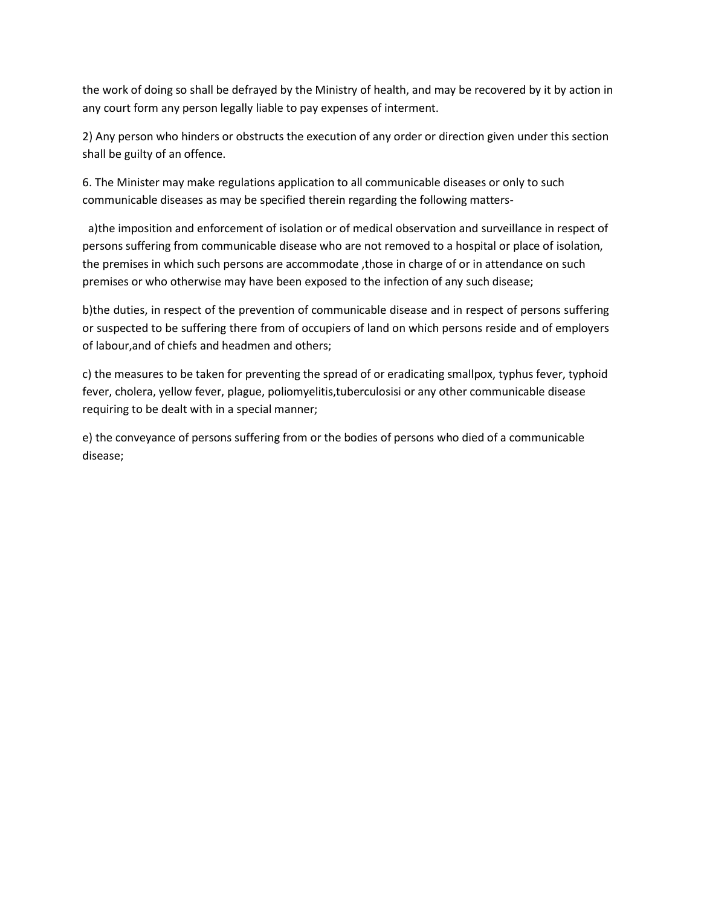the work of doing so shall be defrayed by the Ministry of health, and may be recovered by it by action in any court form any person legally liable to pay expenses of interment.

2) Any person who hinders or obstructs the execution of any order or direction given under this section shall be guilty of an offence.

6. The Minister may make regulations application to all communicable diseases or only to such communicable diseases as may be specified therein regarding the following matters-

a)the imposition and enforcement of isolation or of medical observation and surveillance in respect of persons suffering from communicable disease who are not removed to a hospital or place of isolation, the premises in which such persons are accommodate ,those in charge of or in attendance on such premises or who otherwise may have been exposed to the infection of any such disease;

b)the duties, in respect of the prevention of communicable disease and in respect of persons suffering or suspected to be suffering there from of occupiers of land on which persons reside and of employers of labour,and of chiefs and headmen and others;

c) the measures to be taken for preventing the spread of or eradicating smallpox, typhus fever, typhoid fever, cholera, yellow fever, plague, poliomyelitis,tuberculosisi or any other communicable disease requiring to be dealt with in a special manner;

e) the conveyance of persons suffering from or the bodies of persons who died of a communicable disease;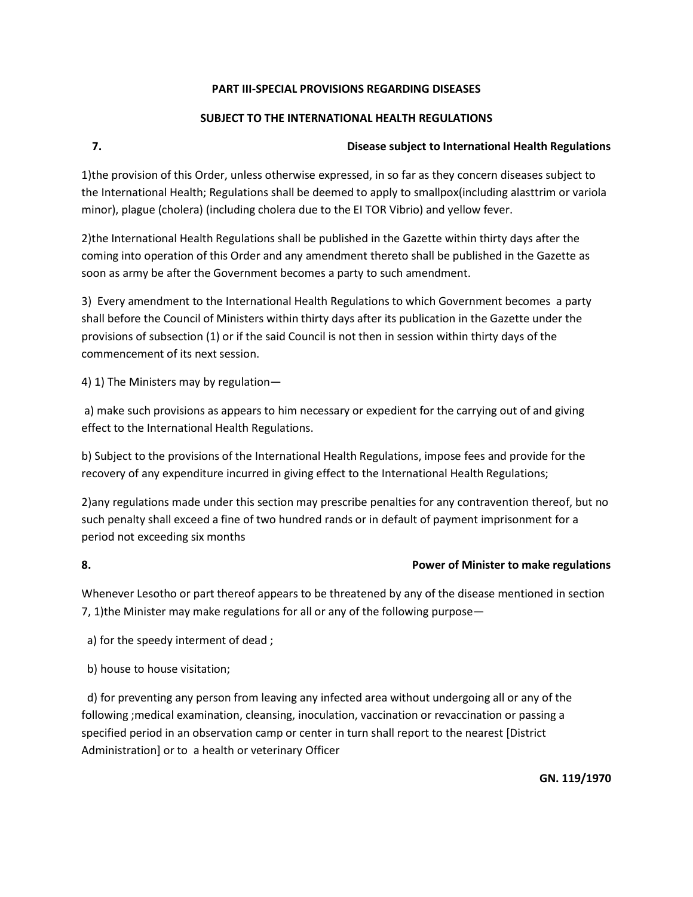**PART III-SPECIAL PROVISIONS REGARDING DISEASES**

**SUBJECT TO THE INTERNATIONAL HEALTH REGULATIONS**

**7. Disease subject to International Health Regulations**

1)the provision of this Order, unless otherwise expressed, in so far as they concern diseases subject to the International Health; Regulations shall be deemed to apply to smallpox(including alasttrim or variola minor), plague (cholera) (including cholera due to the EI TOR Vibrio) and yellow fever.

2)the International Health Regulations shall be published in the Gazette within thirty days after the coming into operation of this Order and any amendment thereto shall be published in the Gazette as soon as army be after the Government becomes a party to such amendment.

3) Every amendment to the International Health Regulations to which Government becomes a party shall before the Council of Ministers within thirty days after its publication in the Gazette under the provisions of subsection (1) or if the said Council is not then in session within thirty days of the commencement of its next session.

4) 1) The Ministers may by regulation—

a) make such provisions as appears to him necessary or expedient for the carrying out of and giving effect to the International Health Regulations.

b) Subject to the provisions of the International Health Regulations, impose fees and provide for the recovery of any expenditure incurred in giving effect to the International Health Regulations;

2)any regulations made under this section may prescribe penalties for any contravention thereof, but no such penalty shall exceed a fine of two hundred rands or in default of payment imprisonment for a period not exceeding six months

**8. Power of Minister to make regulations**

Whenever Lesotho or part thereof appears to be threatened by any of the disease mentioned in section 7, 1)the Minister may make regulations for all or any of the following purpose—

a) for the speedy interment of dead ;

b) house to house visitation;

d) for preventing any person from leaving any infected area without undergoing all or any of the following ;medical examination, cleansing, inoculation, vaccination or revaccination or passing a specified period in an observation camp or center in turn shall report to the nearest [District Administration] or to a health or veterinary Officer

**GN. 119/1970**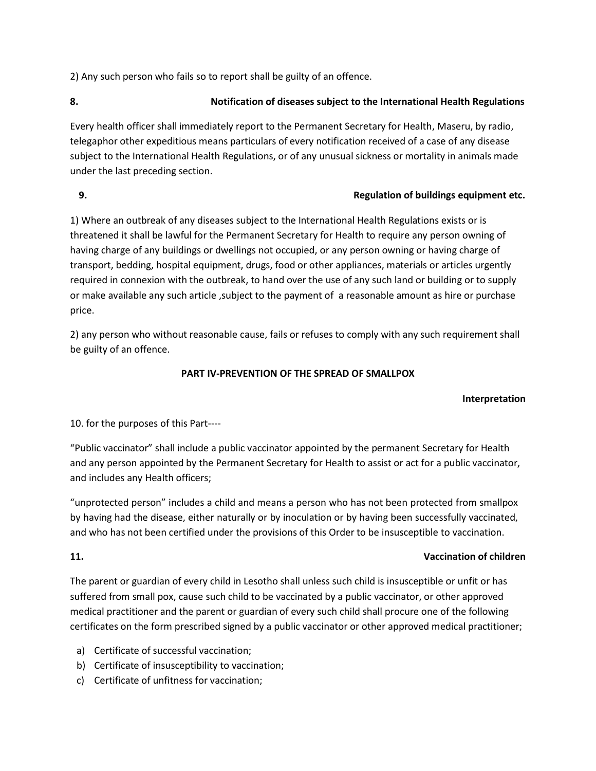2) Any such person who fails so to report shall be guilty of an offence.

**8. Notification of diseases subject to the International Health Regulations**

Every health officer shall immediately report to the Permanent Secretary for Health, Maseru, by radio, telegaphor other expeditious means particulars of every notification received of a case of any disease subject to the International Health Regulations, or of any unusual sickness or mortality in animals made under the last preceding section.

**9. Regulation of buildings equipment etc.**

1) Where an outbreak of any diseases subject to the International Health Regulations exists or is threatened it shall be lawful for the Permanent Secretary for Health to require any person owning of having charge of any buildings or dwellings not occupied, or any person owning or having charge of transport, bedding, hospital equipment, drugs, food or other appliances, materials or articles urgently required in connexion with the outbreak, to hand over the use of any such land or building or to supply or make available any such article ,subject to the payment of a reasonable amount as hire or purchase price.

2) any person who without reasonable cause, fails or refuses to comply with any such requirement shall be guilty of an offence.

## PART IV-PREVENTION OF THE SPREAD OF SMALLPOX

**Interpretation**

10. for the purposes of this Part----

"Public vaccinator" shall include a public vaccinator appointed by the permanent Secretary for Health and any person appointed by the Permanent Secretary for Health to assist or act for a public vaccinator, and includes any Health officers;

"unprotected person" includes a child and means a person who has not been protected from smallpox by having had the disease, either naturally or by inoculation or by having been successfully vaccinated, and who has not been certified under the provisions of this Order to be insusceptible to vaccination.

**11. Vaccination of children**

The parent or guardian of every child in Lesotho shall unless such child is insusceptible or unfit or has suffered from small pox, cause such child to be vaccinated by a public vaccinator, or other approved medical practitioner and the parent or guardian of every such child shall procure one of the following certificates on the form prescribed signed by a public vaccinator or other approved medical practitioner;

a) Certificate of successful vaccination;
b) Certificate of insusceptibility to vaccination;
c) Certificate of unfitness for vaccination;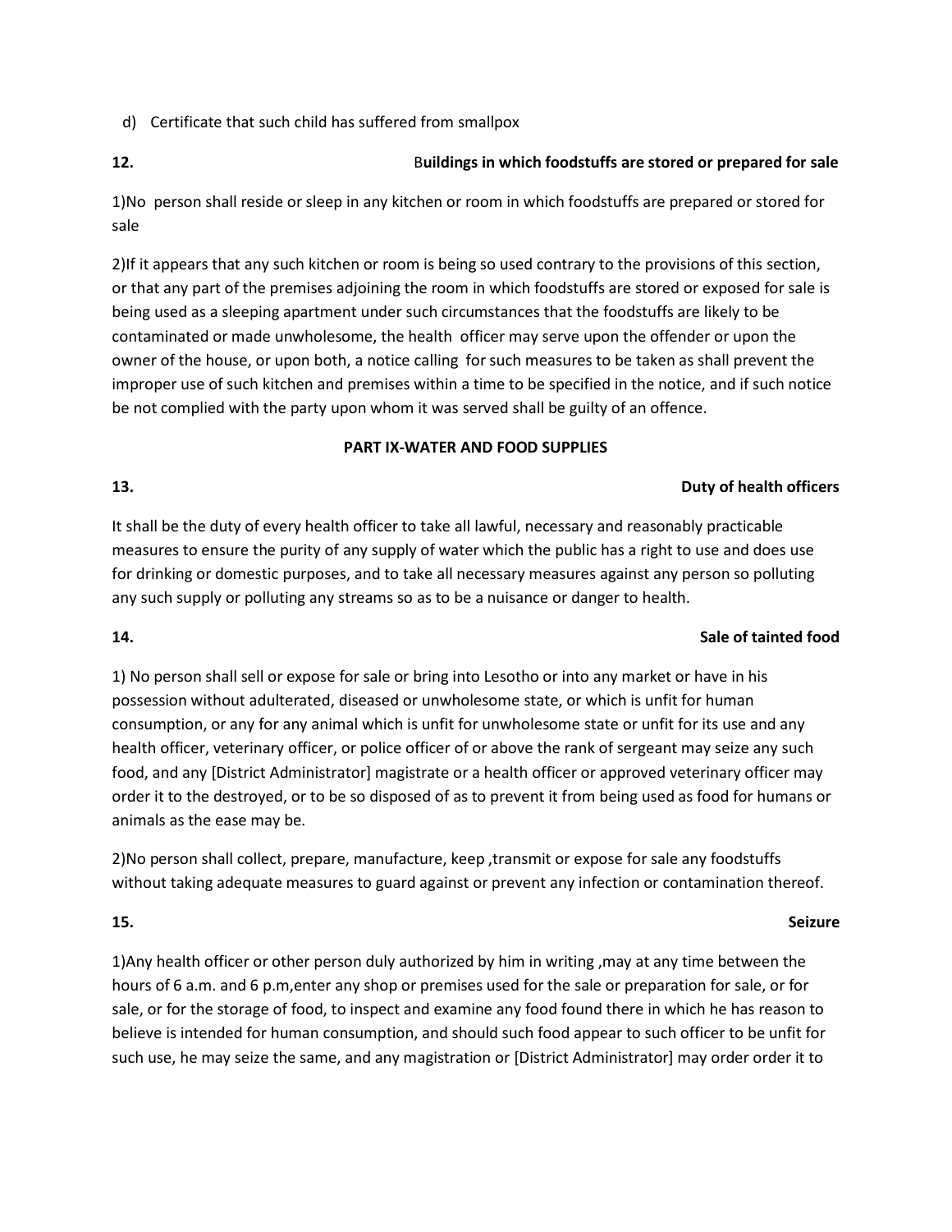d) Certificate that such child has suffered from smallpox

**12. Buildings in which foodstuffs are stored or prepared for sale**

1)No person shall reside or sleep in any kitchen or room in which foodstuffs are prepared or stored for sale

2)If it appears that any such kitchen or room is being so used contrary to the provisions of this section, or that any part of the premises adjoining the room in which foodstuffs are stored or exposed for sale is being used as a sleeping apartment under such circumstances that the foodstuffs are likely to be contaminated or made unwholesome, the health officer may serve upon the offender or upon the owner of the house, or upon both, a notice calling for such measures to be taken as shall prevent the improper use of such kitchen and premises within a time to be specified in the notice, and if such notice be not complied with the party upon whom it was served shall be guilty of an offence.

## PART IX-WATER AND FOOD SUPPLIES

**13. Duty of health officers**

It shall be the duty of every health officer to take all lawful, necessary and reasonably practicable measures to ensure the purity of any supply of water which the public has a right to use and does use for drinking or domestic purposes, and to take all necessary measures against any person so polluting any such supply or polluting any streams so as to be a nuisance or danger to health.

**14. Sale of tainted food**

1) No person shall sell or expose for sale or bring into Lesotho or into any market or have in his possession without adulterated, diseased or unwholesome state, or which is unfit for human consumption, or any for any animal which is unfit for unwholesome state or unfit for its use and any health officer, veterinary officer, or police officer of or above the rank of sergeant may seize any such food, and any [District Administrator] magistrate or a health officer or approved veterinary officer may order it to the destroyed, or to be so disposed of as to prevent it from being used as food for humans or animals as the ease may be.

2)No person shall collect, prepare, manufacture, keep ,transmit or expose for sale any foodstuffs without taking adequate measures to guard against or prevent any infection or contamination thereof.

**15. Seizure**

1)Any health officer or other person duly authorized by him in writing ,may at any time between the hours of 6 a.m. and 6 p.m,enter any shop or premises used for the sale or preparation for sale, or for sale, or for the storage of food, to inspect and examine any food found there in which he has reason to believe is intended for human consumption, and should such food appear to such officer to be unfit for such use, he may seize the same, and any magistration or [District Administrator] may order order it to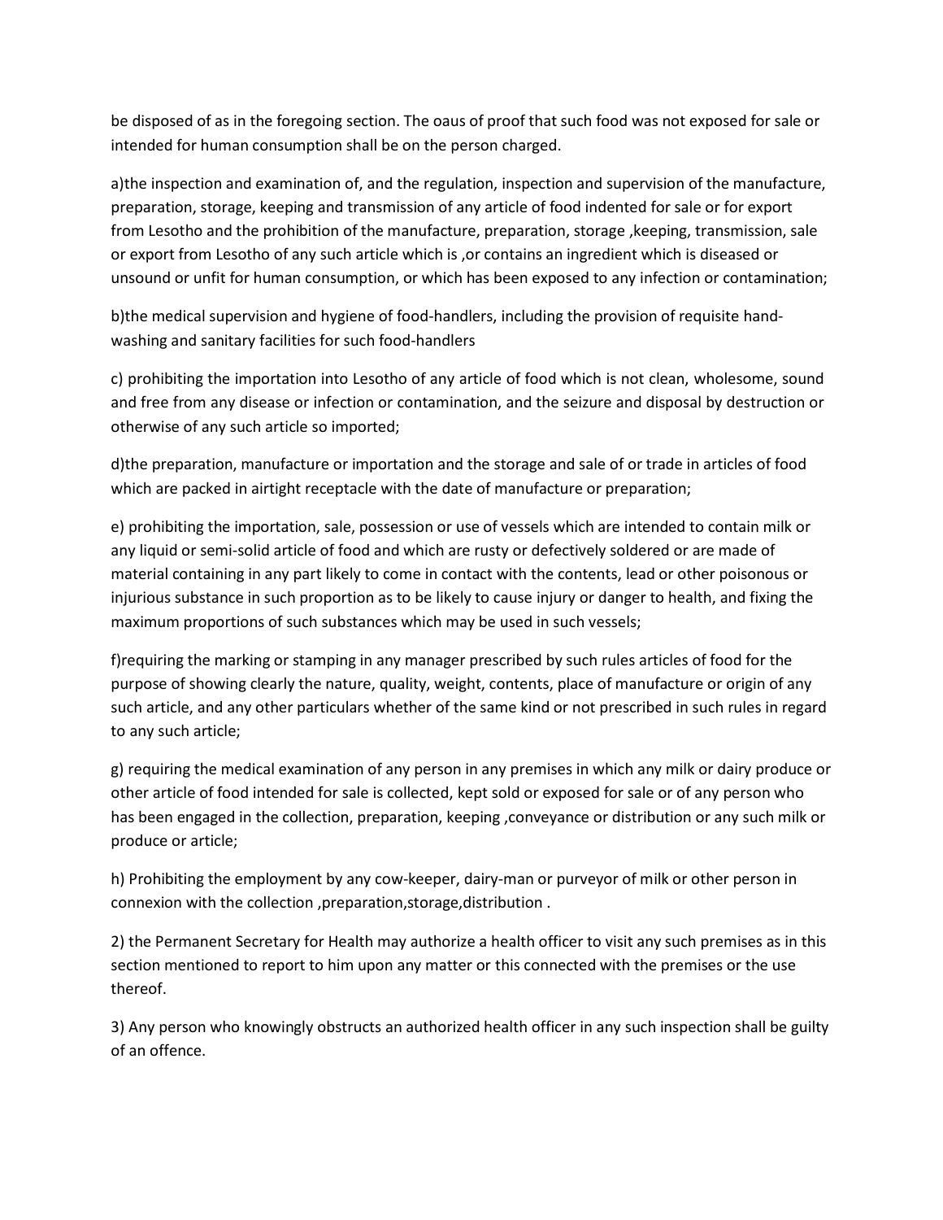be disposed of as in the foregoing section. The oaus of proof that such food was not exposed for sale or intended for human consumption shall be on the person charged.

a)the inspection and examination of, and the regulation, inspection and supervision of the manufacture, preparation, storage, keeping and transmission of any article of food indented for sale or for export from Lesotho and the prohibition of the manufacture, preparation, storage ,keeping, transmission, sale or export from Lesotho of any such article which is ,or contains an ingredient which is diseased or unsound or unfit for human consumption, or which has been exposed to any infection or contamination;

b)the medical supervision and hygiene of food-handlers, including the provision of requisite hand-washing and sanitary facilities for such food-handlers

c) prohibiting the importation into Lesotho of any article of food which is not clean, wholesome, sound and free from any disease or infection or contamination, and the seizure and disposal by destruction or otherwise of any such article so imported;

d)the preparation, manufacture or importation and the storage and sale of or trade in articles of food which are packed in airtight receptacle with the date of manufacture or preparation;

e) prohibiting the importation, sale, possession or use of vessels which are intended to contain milk or any liquid or semi-solid article of food and which are rusty or defectively soldered or are made of material containing in any part likely to come in contact with the contents, lead or other poisonous or injurious substance in such proportion as to be likely to cause injury or danger to health, and fixing the maximum proportions of such substances which may be used in such vessels;

f)requiring the marking or stamping in any manager prescribed by such rules articles of food for the purpose of showing clearly the nature, quality, weight, contents, place of manufacture or origin of any such article, and any other particulars whether of the same kind or not prescribed in such rules in regard to any such article;

g) requiring the medical examination of any person in any premises in which any milk or dairy produce or other article of food intended for sale is collected, kept sold or exposed for sale or of any person who has been engaged in the collection, preparation, keeping ,conveyance or distribution or any such milk or produce or article;

h) Prohibiting the employment by any cow-keeper, dairy-man or purveyor of milk or other person in connexion with the collection ,preparation,storage,distribution .

2) the Permanent Secretary for Health may authorize a health officer to visit any such premises as in this section mentioned to report to him upon any matter or this connected with the premises or the use thereof.

3) Any person who knowingly obstructs an authorized health officer in any such inspection shall be guilty of an offence.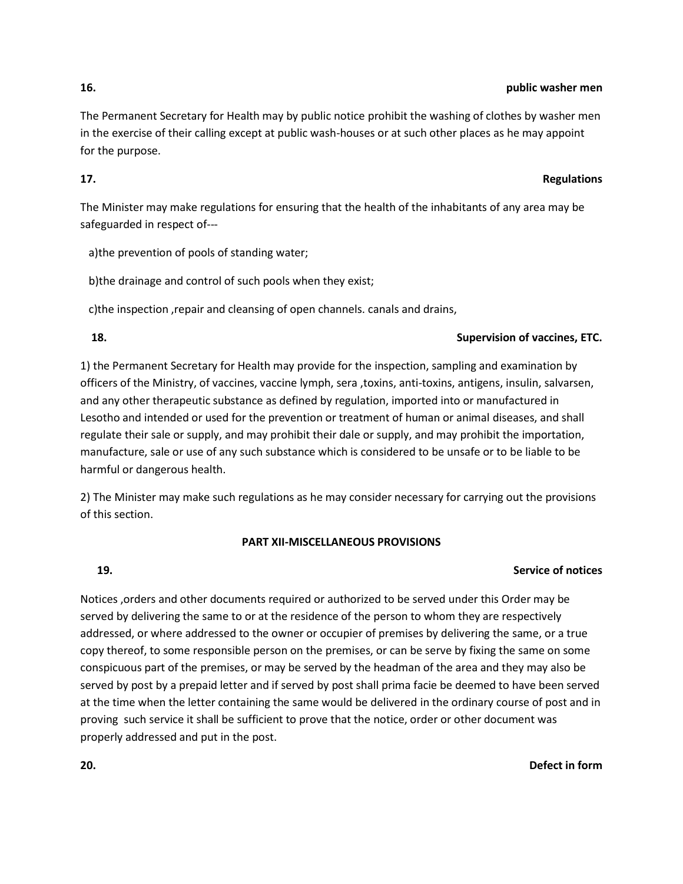**16.** **public washer men**

The Permanent Secretary for Health may by public notice prohibit the washing of clothes by washer men in the exercise of their calling except at public wash-houses or at such other places as he may appoint for the purpose.

**17.** **Regulations**

The Minister may make regulations for ensuring that the health of the inhabitants of any area may be safeguarded in respect of---

a)the prevention of pools of standing water;

b)the drainage and control of such pools when they exist;

c)the inspection ,repair and cleansing of open channels. canals and drains,

**18.** **Supervision of vaccines, ETC.**

1) the Permanent Secretary for Health may provide for the inspection, sampling and examination by officers of the Ministry, of vaccines, vaccine lymph, sera ,toxins, anti-toxins, antigens, insulin, salvarsen, and any other therapeutic substance as defined by regulation, imported into or manufactured in Lesotho and intended or used for the prevention or treatment of human or animal diseases, and shall regulate their sale or supply, and may prohibit their dale or supply, and may prohibit the importation, manufacture, sale or use of any such substance which is considered to be unsafe or to be liable to be harmful or dangerous health.

2) The Minister may make such regulations as he may consider necessary for carrying out the provisions of this section.

## PART XII-MISCELLANEOUS PROVISIONS

**19.** **Service of notices**

Notices ,orders and other documents required or authorized to be served under this Order may be served by delivering the same to or at the residence of the person to whom they are respectively addressed, or where addressed to the owner or occupier of premises by delivering the same, or a true copy thereof, to some responsible person on the premises, or can be serve by fixing the same on some conspicuous part of the premises, or may be served by the headman of the area and they may also be served by post by a prepaid letter and if served by post shall prima facie be deemed to have been served at the time when the letter containing the same would be delivered in the ordinary course of post and in proving such service it shall be sufficient to prove that the notice, order or other document was properly addressed and put in the post.

**20.** **Defect in form**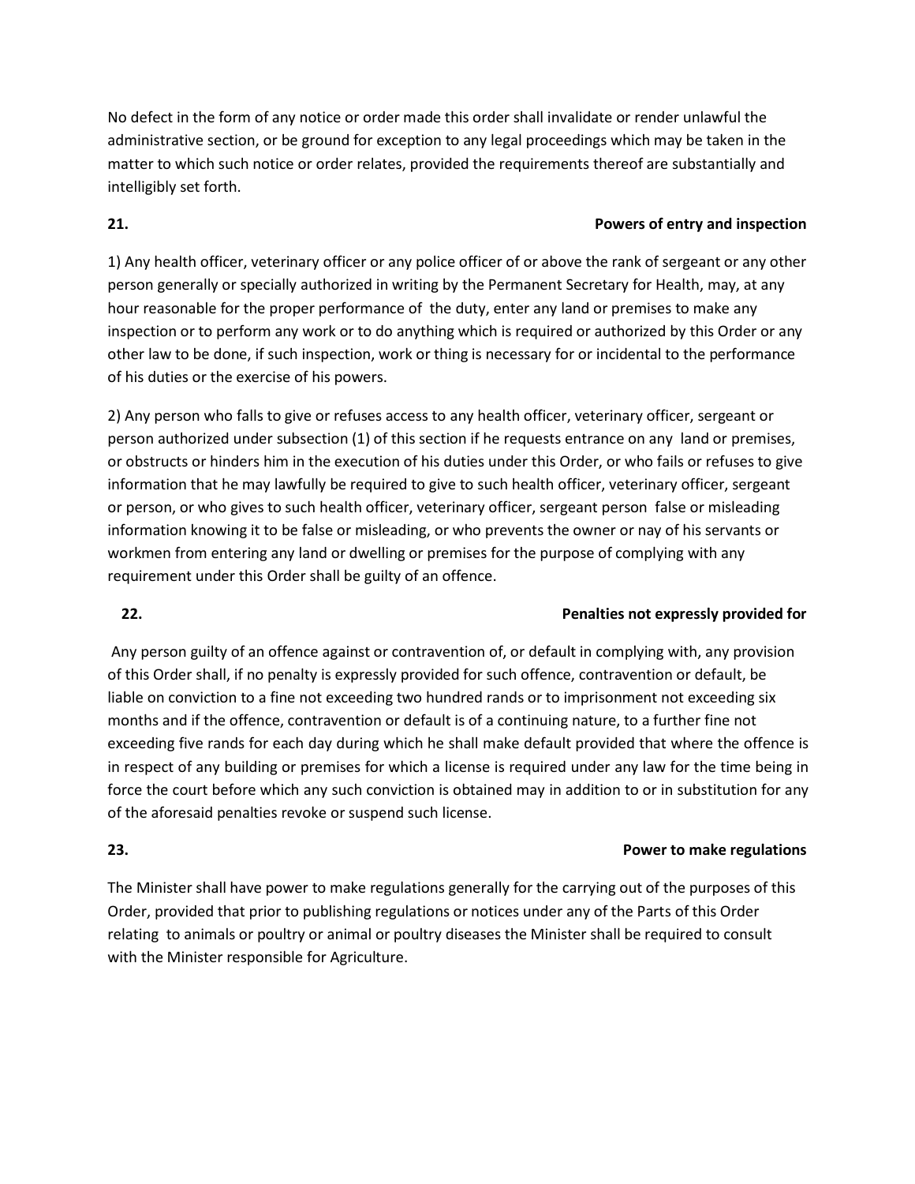No defect in the form of any notice or order made this order shall invalidate or render unlawful the administrative section, or be ground for exception to any legal proceedings which may be taken in the matter to which such notice or order relates, provided the requirements thereof are substantially and intelligibly set forth.

**21. Powers of entry and inspection**

1) Any health officer, veterinary officer or any police officer of or above the rank of sergeant or any other person generally or specially authorized in writing by the Permanent Secretary for Health, may, at any hour reasonable for the proper performance of the duty, enter any land or premises to make any inspection or to perform any work or to do anything which is required or authorized by this Order or any other law to be done, if such inspection, work or thing is necessary for or incidental to the performance of his duties or the exercise of his powers.

2) Any person who falls to give or refuses access to any health officer, veterinary officer, sergeant or person authorized under subsection (1) of this section if he requests entrance on any land or premises, or obstructs or hinders him in the execution of his duties under this Order, or who fails or refuses to give information that he may lawfully be required to give to such health officer, veterinary officer, sergeant or person, or who gives to such health officer, veterinary officer, sergeant person false or misleading information knowing it to be false or misleading, or who prevents the owner or nay of his servants or workmen from entering any land or dwelling or premises for the purpose of complying with any requirement under this Order shall be guilty of an offence.

**22. Penalties not expressly provided for**

Any person guilty of an offence against or contravention of, or default in complying with, any provision of this Order shall, if no penalty is expressly provided for such offence, contravention or default, be liable on conviction to a fine not exceeding two hundred rands or to imprisonment not exceeding six months and if the offence, contravention or default is of a continuing nature, to a further fine not exceeding five rands for each day during which he shall make default provided that where the offence is in respect of any building or premises for which a license is required under any law for the time being in force the court before which any such conviction is obtained may in addition to or in substitution for any of the aforesaid penalties revoke or suspend such license.

**23. Power to make regulations**

The Minister shall have power to make regulations generally for the carrying out of the purposes of this Order, provided that prior to publishing regulations or notices under any of the Parts of this Order relating to animals or poultry or animal or poultry diseases the Minister shall be required to consult with the Minister responsible for Agriculture.